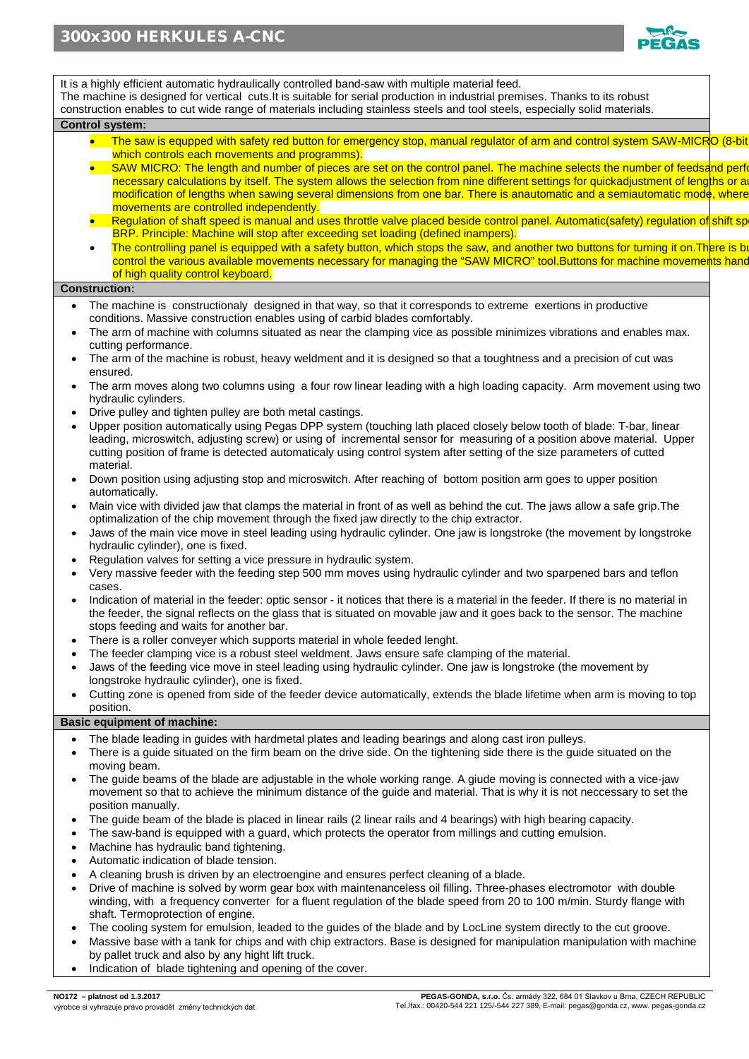# 300x300 HERKULES A-CNC

It is a highly efficient automatic hydraulically controlled band-saw with multiple material feed.
The machine is designed for vertical cuts.It is suitable for serial production in industrial premises. Thanks to its robust construction enables to cut wide range of materials including stainless steels and tool steels, especially solid materials.

## Control system:

- The saw is equpped with safety red button for emergency stop, manual regulator of arm and control system SAW-MICRO (8-bit which controls each movements and programms).
- SAW MICRO: The length and number of pieces are set on the control panel. The machine selects the number of feedsand perfo necessary calculations by itself. The system allows the selection from nine different settings for quickadjustment of lengths or au modification of lengths when sawing several dimensions from one bar. There is anautomatic and a semiautomatic mode, where movements are controlled independently.
- Regulation of shaft speed is manual and uses throttle valve placed beside control panel. Automatic(safety) regulation of shift spe BRP. Principle: Machine will stop after exceeding set loading (defined inampers).
- The controlling panel is equipped with a safety button, which stops the saw, and another two buttons for turning it on.There is bu control the various available movements necessary for managing the "SAW MICRO" tool.Buttons for machine movements hand of high quality control keyboard.

## Construction:

- The machine is constructionaly designed in that way, so that it corresponds to extreme exertions in productive conditions. Massive construction enables using of carbid blades comfortably.
- The arm of machine with columns situated as near the clamping vice as possible minimizes vibrations and enables max. cutting performance.
- The arm of the machine is robust, heavy weldment and it is designed so that a toughness and a precision of cut was ensured.
- The arm moves along two columns using a four row linear leading with a high loading capacity. Arm movement using two hydraulic cylinders.
- Drive pulley and tighten pulley are both metal castings.
- Upper position automatically using Pegas DPP system (touching lath placed closely below tooth of blade: T-bar, linear leading, microswitch, adjusting screw) or using of incremental sensor for measuring of a position above material. Upper cutting position of frame is detected automaticaly using control system after setting of the size parameters of cutted material.
- Down position using adjusting stop and microswitch. After reaching of bottom position arm goes to upper position automatically.
- Main vice with divided jaw that clamps the material in front of as well as behind the cut. The jaws allow a safe grip.The optimalization of the chip movement through the fixed jaw directly to the chip extractor.
- Jaws of the main vice move in steel leading using hydraulic cylinder. One jaw is longstroke (the movement by longstroke hydraulic cylinder), one is fixed.
- Regulation valves for setting a vice pressure in hydraulic system.
- Very massive feeder with the feeding step 500 mm moves using hydraulic cylinder and two sparpened bars and teflon cases.
- Indication of material in the feeder: optic sensor - it notices that there is a material in the feeder. If there is no material in the feeder, the signal reflects on the glass that is situated on movable jaw and it goes back to the sensor. The machine stops feeding and waits for another bar.
- There is a roller conveyer which supports material in whole feeded lenght.
- The feeder clamping vice is a robust steel weldment. Jaws ensure safe clamping of the material.
- Jaws of the feeding vice move in steel leading using hydraulic cylinder. One jaw is longstroke (the movement by longstroke hydraulic cylinder), one is fixed.
- Cutting zone is opened from side of the feeder device automatically, extends the blade lifetime when arm is moving to top position.

## Basic equipment of machine:

- The blade leading in guides with hardmetal plates and leading bearings and along cast iron pulleys.
- There is a guide situated on the firm beam on the drive side. On the tightening side there is the guide situated on the moving beam.
- The guide beams of the blade are adjustable in the whole working range. A giude moving is connected with a vice-jaw movement so that to achieve the minimum distance of the guide and material. That is why it is not neccessary to set the position manually.
- The guide beam of the blade is placed in linear rails (2 linear rails and 4 bearings) with high bearing capacity.
- The saw-band is equipped with a guard, which protects the operator from millings and cutting emulsion.
- Machine has hydraulic band tightening.
- Automatic indication of blade tension.
- A cleaning brush is driven by an electroengine and ensures perfect cleaning of a blade.
- Drive of machine is solved by worm gear box with maintenanceless oil filling. Three-phases electromotor with double winding, with a frequency converter for a fluent regulation of the blade speed from 20 to 100 m/min. Sturdy flange with shaft. Termoprotection of engine.
- The cooling system for emulsion, leaded to the guides of the blade and by LocLine system directly to the cut groove.
- Massive base with a tank for chips and with chip extractors. Base is designed for manipulation manipulation with machine by pallet truck and also by any hight lift truck.
- Indication of blade tightening and opening of the cover.

**NO172 – platnost od 1.3.2017**
výrobce si vyhrazuje právo provádět změny technických dat

**PEGAS-GONDA, s.r.o.** Čs. armády 322, 684 01 Slavkov u Brna, CZECH REPUBLIC
Tel./fax.: 00420-544 221 125/-544 227 389, E-mail: pegas@gonda.cz, www. pegas-gonda.cz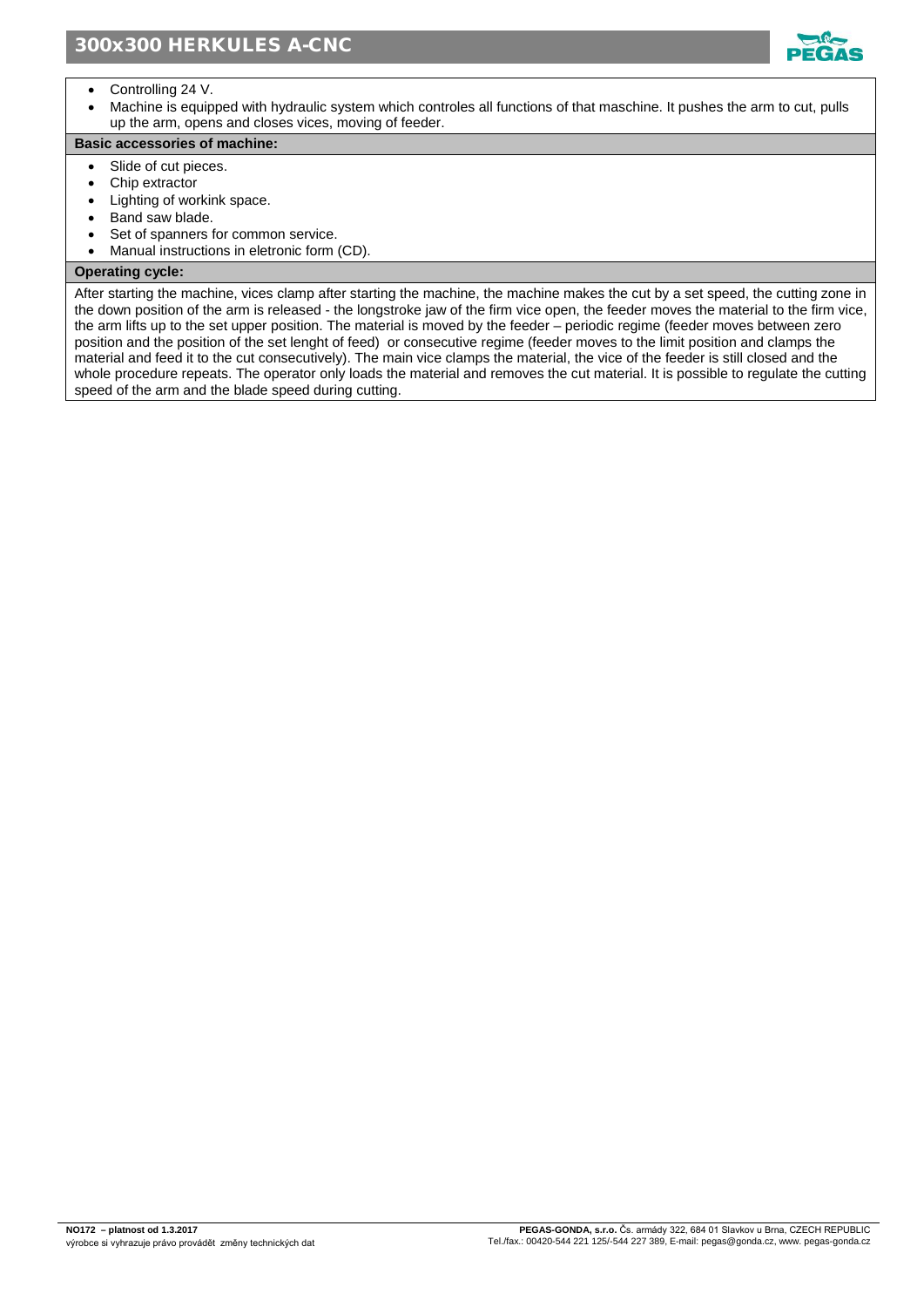- Controlling 24 V.
- Machine is equipped with hydraulic system which controles all functions of that maschine. It pushes the arm to cut, pulls up the arm, opens and closes vices, moving of feeder.

**Basic accessories of machine:**

- Slide of cut pieces.
- Chip extractor
- Lighting of workink space.
- Band saw blade.
- Set of spanners for common service.
- Manual instructions in eletronic form (CD).

**Operating cycle:**

After starting the machine, vices clamp after starting the machine, the machine makes the cut by a set speed, the cutting zone in the down position of the arm is released - the longstroke jaw of the firm vice open, the feeder moves the material to the firm vice, the arm lifts up to the set upper position. The material is moved by the feeder – periodic regime (feeder moves between zero position and the position of the set lenght of feed) or consecutive regime (feeder moves to the limit position and clamps the material and feed it to the cut consecutively). The main vice clamps the material, the vice of the feeder is still closed and the whole procedure repeats. The operator only loads the material and removes the cut material. It is possible to regulate the cutting speed of the arm and the blade speed during cutting.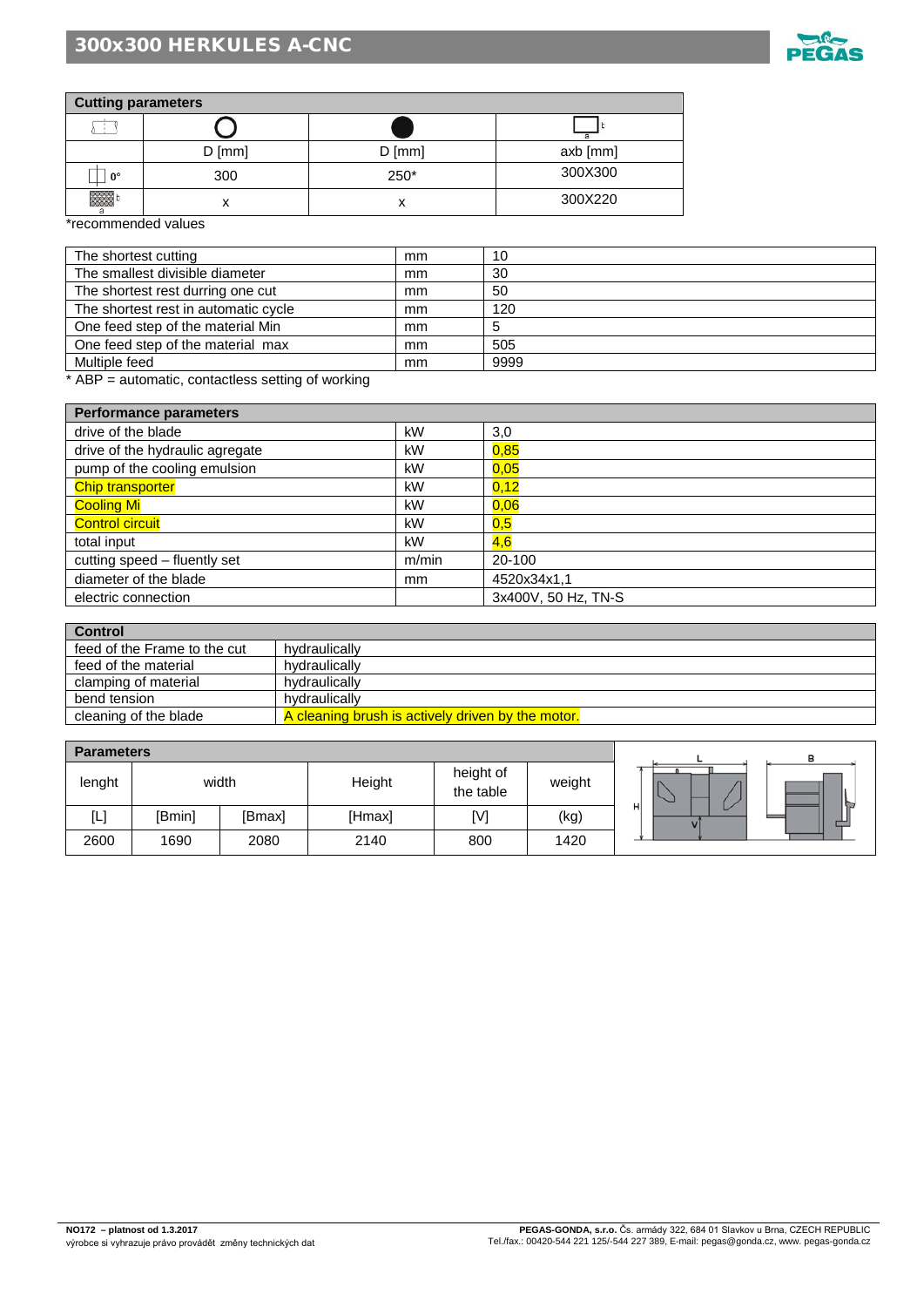# 300x300 HERKULES A-CNC

| Cutting parameters | | | |
|---|---|---|---|
| | ○ | ● | axb |
| | D [mm] | D [mm] | axb [mm] |
| 0° | 300 | 250* | 300X300 |
| | x | x | 300X220 |

*recommended values

| | | |
|---|---|---|
| The shortest cutting | mm | 10 |
| The smallest divisible diameter | mm | 30 |
| The shortest rest durring one cut | mm | 50 |
| The shortest rest in automatic cycle | mm | 120 |
| One feed step of the material Min | mm | 5 |
| One feed step of the material max | mm | 505 |
| Multiple feed | mm | 9999 |

* ABP = automatic, contactless setting of working

| Performance parameters | | |
|---|---|---|
| drive of the blade | kW | 3,0 |
| drive of the hydraulic agregate | kW | 0,85 |
| pump of the cooling emulsion | kW | 0,05 |
| Chip transporter | kW | 0,12 |
| Cooling Mi | kW | 0,06 |
| Control circuit | kW | 0,5 |
| total input | kW | 4,6 |
| cutting speed – fluently set | m/min | 20-100 |
| diameter of the blade | mm | 4520x34x1,1 |
| electric connection | | 3x400V, 50 Hz, TN-S |

| Control | |
|---|---|
| feed of the Frame to the cut | hydraulically |
| feed of the material | hydraulically |
| clamping of material | hydraulically |
| bend tension | hydraulically |
| cleaning of the blade | A cleaning brush is actively driven by the motor. |

| Parameters | | | | | |
|---|---|---|---|---|---|
| lenght | width | | Height | height of the table | weight |
| [L] | [Bmin] | [Bmax] | [Hmax] | [V] | (kg) |
| 2600 | 1690 | 2080 | 2140 | 800 | 1420 |

L
B
H
V